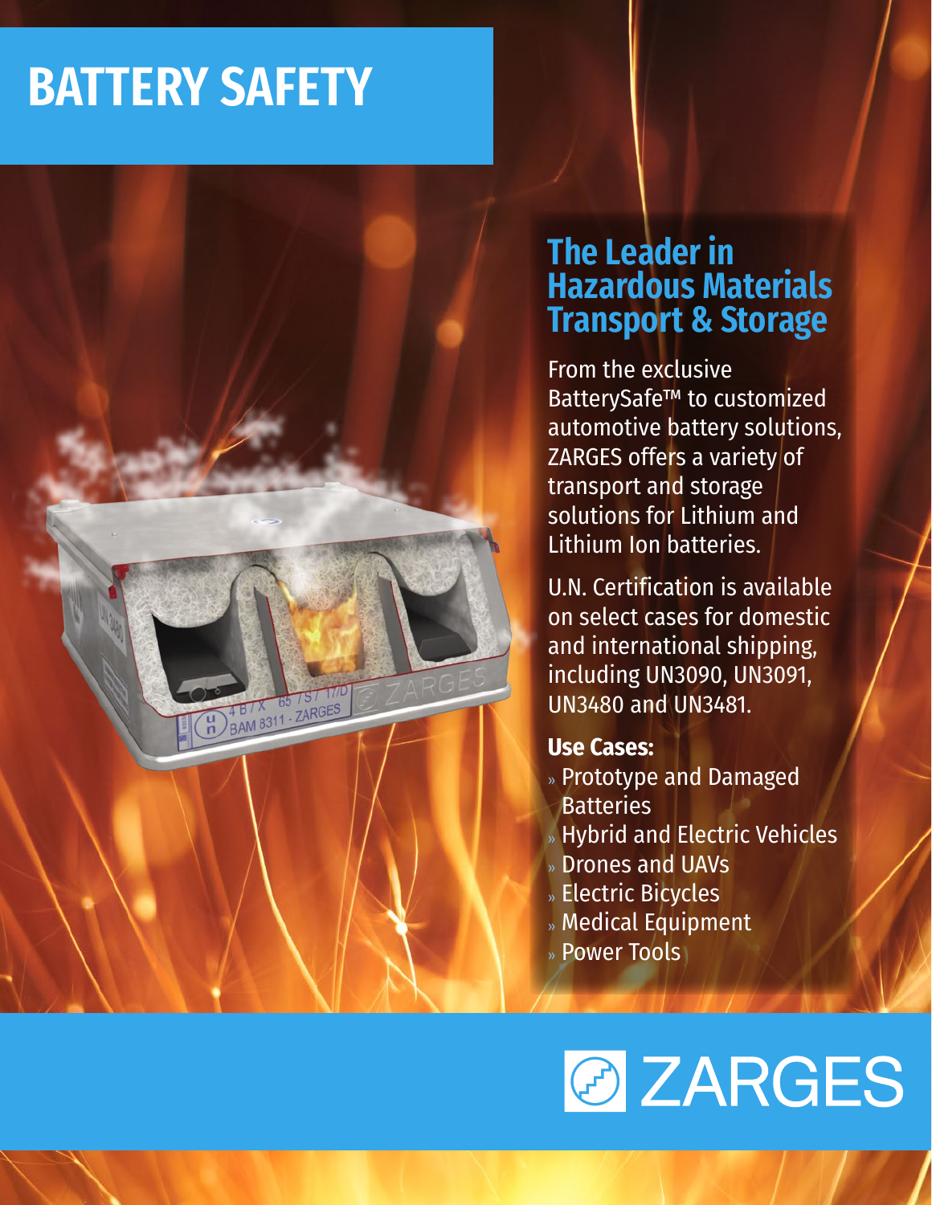# BATTERY SAFETY

## The Leader in Hazardous Materials Transport & Storage

From the exclusive BatterySafe™ to customized automotive battery solutions, ZARGES offers a variety of transport and storage solutions for Lithium and Lithium Ion batteries.

U.N. Certification is available on select cases for domestic and international shipping, including UN3090, UN3091, UN3480 and UN3481.

**Use Cases:**

- Prototype and Damaged Batteries
- Hybrid and Electric Vehicles
- Drones and UAVs
- Electric Bicycles
- Medical Equipment
- Power Tools

ZARGES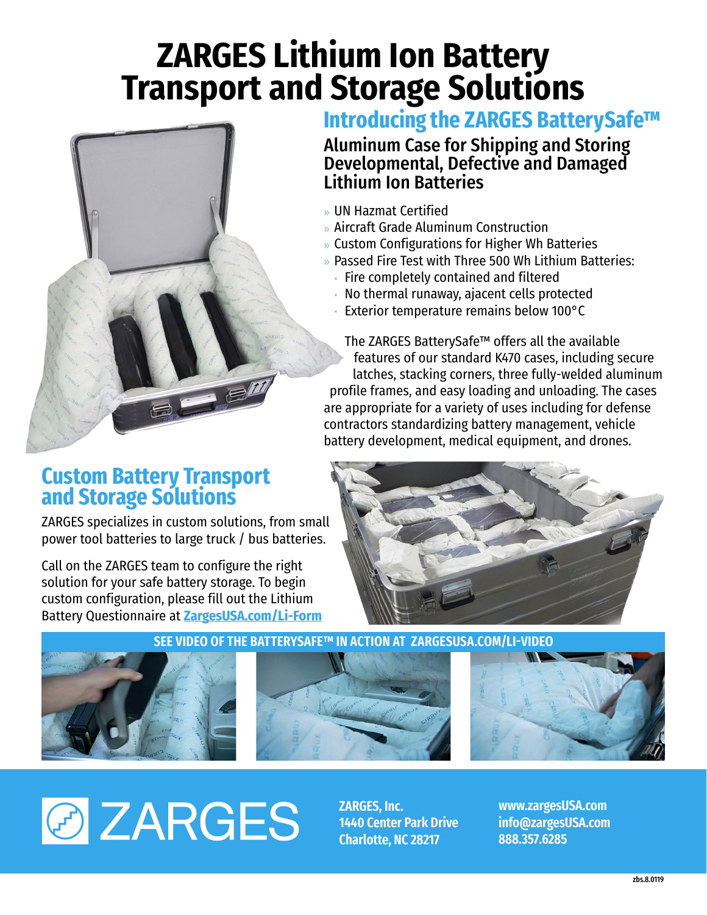# ZARGES Lithium Ion Battery Transport and Storage Solutions

## Introducing the ZARGES BatterySafe™

### Aluminum Case for Shipping and Storing Developmental, Defective and Damaged Lithium Ion Batteries

- UN Hazmat Certified
- Aircraft Grade Aluminum Construction
- Custom Configurations for Higher Wh Batteries
- Passed Fire Test with Three 500 Wh Lithium Batteries:
  - Fire completely contained and filtered
  - No thermal runaway, ajacent cells protected
  - Exterior temperature remains below 100°C

The ZARGES BatterySafe™ offers all the available features of our standard K470 cases, including secure latches, stacking corners, three fully-welded aluminum profile frames, and easy loading and unloading. The cases are appropriate for a variety of uses including for defense contractors standardizing battery management, vehicle battery development, medical equipment, and drones.

## Custom Battery Transport and Storage Solutions

ZARGES specializes in custom solutions, from small power tool batteries to large truck / bus batteries.

Call on the ZARGES team to configure the right solution for your safe battery storage. To begin custom configuration, please fill out the Lithium Battery Questionnaire at **ZargesUSA.com/Li-Form**

**SEE VIDEO OF THE BATTERYSAFE™ IN ACTION AT ZARGESUSA.COM/LI-VIDEO**

ZARGES

**ZARGES, Inc.**
**1440 Center Park Drive**
**Charlotte, NC 28217**

**www.zargesUSA.com**
**info@zargesUSA.com**
**888.357.6285**

zbs.8.0119